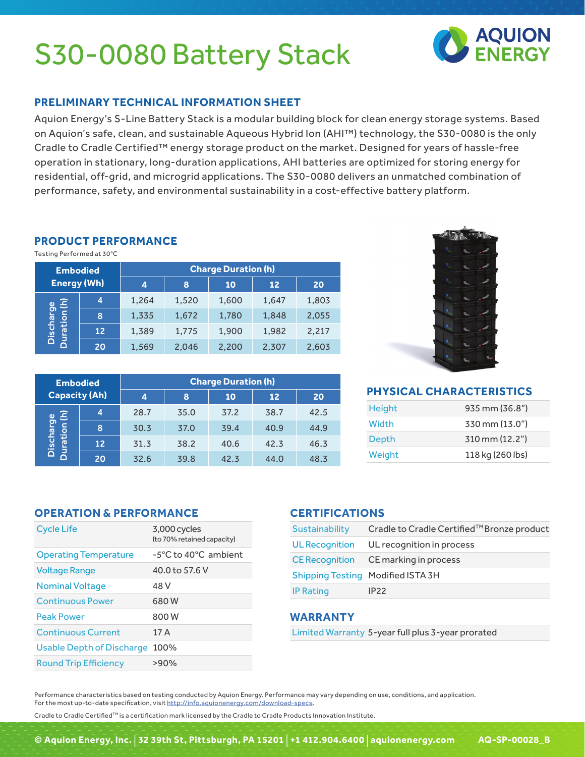# S30-0080 Battery Stack

AQUION ENERGY

## PRELIMINARY TECHNICAL INFORMATION SHEET

Aquion Energy's S-Line Battery Stack is a modular building block for clean energy storage systems. Based on Aquion's safe, clean, and sustainable Aqueous Hybrid Ion (AHI™) technology, the S30-0080 is the only Cradle to Cradle Certified™ energy storage product on the market. Designed for years of hassle-free operation in stationary, long-duration applications, AHI batteries are optimized for storing energy for residential, off-grid, and microgrid applications. The S30-0080 delivers an unmatched combination of performance, safety, and environmental sustainability in a cost-effective battery platform.

## PRODUCT PERFORMANCE

Testing Performed at 30°C

| Embodied Energy (Wh) | | Charge Duration (h) | | | | |
|---|---|---|---|---|---|---|
| | | 4 | 8 | 10 | 12 | 20 |
| Discharge Duration (h) | 4 | 1,264 | 1,520 | 1,600 | 1,647 | 1,803 |
| | 8 | 1,335 | 1,672 | 1,780 | 1,848 | 2,055 |
| | 12 | 1,389 | 1,775 | 1,900 | 1,982 | 2,217 |
| | 20 | 1,569 | 2,046 | 2,200 | 2,307 | 2,603 |

| Embodied Capacity (Ah) | | Charge Duration (h) | | | | |
|---|---|---|---|---|---|---|
| | | 4 | 8 | 10 | 12 | 20 |
| Discharge Duration (h) | 4 | 28.7 | 35.0 | 37.2 | 38.7 | 42.5 |
| | 8 | 30.3 | 37.0 | 39.4 | 40.9 | 44.9 |
| | 12 | 31.3 | 38.2 | 40.6 | 42.3 | 46.3 |
| | 20 | 32.6 | 39.8 | 42.3 | 44.0 | 48.3 |

## PHYSICAL CHARACTERISTICS

| | |
|---|---|
| Height | 935 mm (36.8") |
| Width | 330 mm (13.0") |
| Depth | 310 mm (12.2") |
| Weight | 118 kg (260 lbs) |

## OPERATION & PERFORMANCE

| | |
|---|---|
| Cycle Life | 3,000 cycles (to 70% retained capacity) |
| Operating Temperature | -5°C to 40°C ambient |
| Voltage Range | 40.0 to 57.6 V |
| Nominal Voltage | 48 V |
| Continuous Power | 680 W |
| Peak Power | 800 W |
| Continuous Current | 17 A |
| Usable Depth of Discharge | 100% |
| Round Trip Efficiency | >90% |

## CERTIFICATIONS

| | |
|---|---|
| Sustainability | Cradle to Cradle Certified™ Bronze product |
| UL Recognition | UL recognition in process |
| CE Recognition | CE marking in process |
| Shipping Testing | Modified ISTA 3H |
| IP Rating | IP22 |

## WARRANTY

| | |
|---|---|
| Limited Warranty | 5-year full plus 3-year prorated |

Performance characteristics based on testing conducted by Aquion Energy. Performance may vary depending on use, conditions, and application.
For the most up-to-date specification, visit http://info.aquionenergy.com/download-specs.

Cradle to Cradle Certified™ is a certification mark licensed by the Cradle to Cradle Products Innovation Institute.

© Aquion Energy, Inc. | 32 39th St, Pittsburgh, PA 15201 | +1 412.904.6400 | aquionenergy.com AQ-SP-00028_B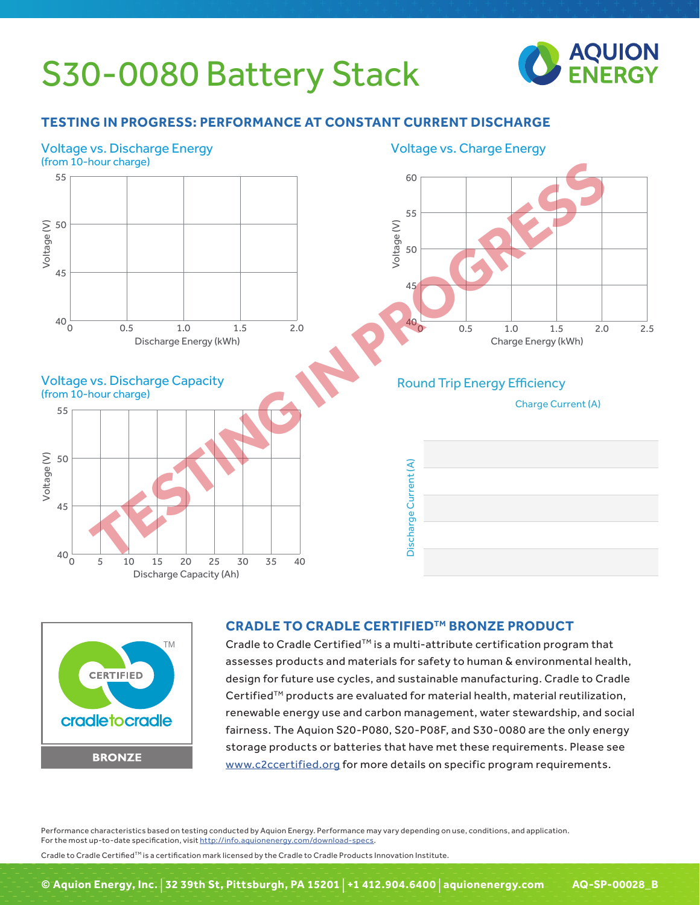# S30-0080 Battery Stack

AQUION ENERGY

## TESTING IN PROGRESS: PERFORMANCE AT CONSTANT CURRENT DISCHARGE

### Voltage vs. Discharge Energy
(from 10-hour charge)

55
50
45
40
Voltage (V)
0
0.5
1.0
1.5
2.0
Discharge Energy (kWh)

### Voltage vs. Charge Energy

60
55
50
45
40
Voltage (V)
0
0.5
1.0
1.5
2.0
2.5
Charge Energy (kWh)

TESTING IN PROGRESS

### Voltage vs. Discharge Capacity
(from 10-hour charge)

55
50
45
40
Voltage (V)
0
5
10
15
20
25
30
35
40
Discharge Capacity (Ah)

### Round Trip Energy Efficiency

Charge Current (A)

Discharge Current (A)

CERTIFIED cradletocradle TM

BRONZE

## CRADLE TO CRADLE CERTIFIED™ BRONZE PRODUCT

Cradle to Cradle Certified™ is a multi-attribute certification program that assesses products and materials for safety to human & environmental health, design for future use cycles, and sustainable manufacturing. Cradle to Cradle Certified™ products are evaluated for material health, material reutilization, renewable energy use and carbon management, water stewardship, and social fairness. The Aquion S20-P080, S20-P08F, and S30-0080 are the only energy storage products or batteries that have met these requirements. Please see www.c2ccertified.org for more details on specific program requirements.

Performance characteristics based on testing conducted by Aquion Energy. Performance may vary depending on use, conditions, and application.
For the most up-to-date specification, visit http://info.aquionenergy.com/download-specs.

Cradle to Cradle Certified™ is a certification mark licensed by the Cradle to Cradle Products Innovation Institute.

© Aquion Energy, Inc. | 32 39th St, Pittsburgh, PA 15201 | +1 412.904.6400 | aquionenergy.com AQ-SP-00028_B